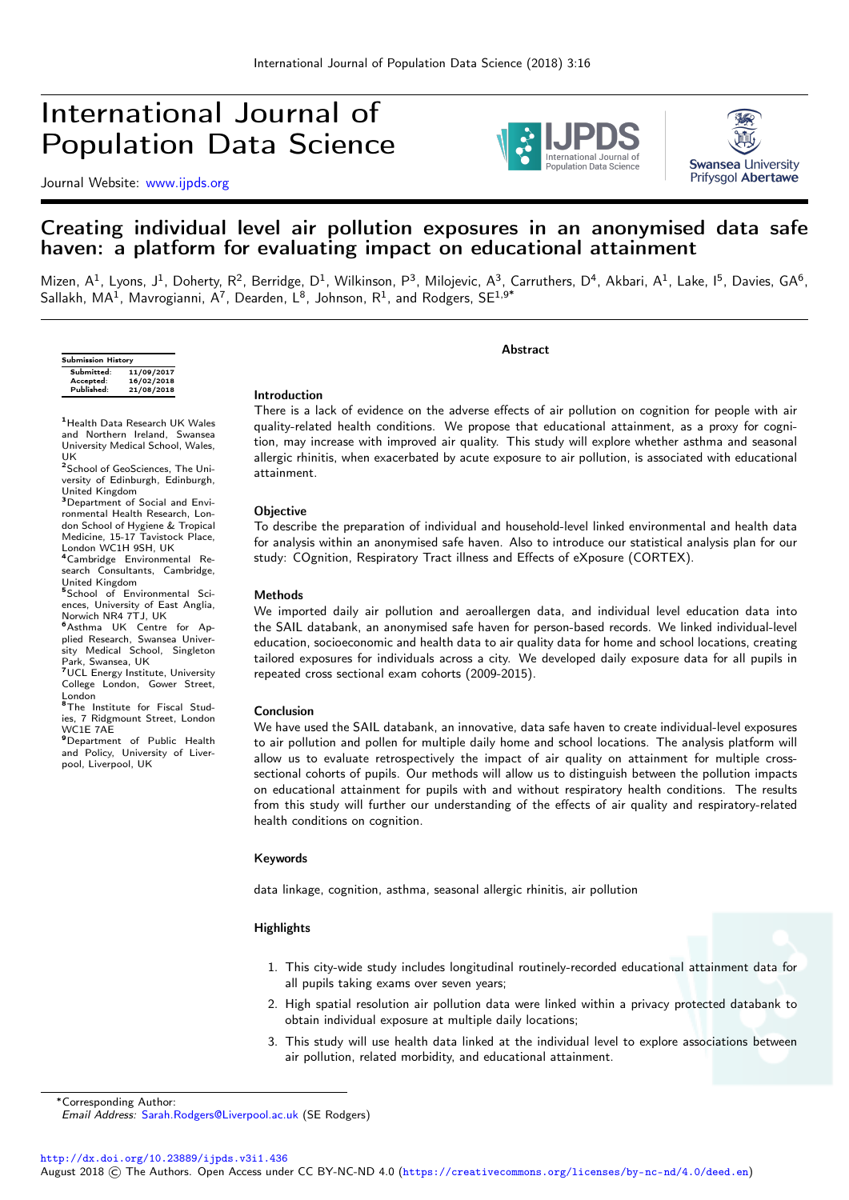# Creating individual level air pollution exposures in an anonymised data safe haven: a platform for evaluating impact on educational attainment

Mizen, A[1], Lyons, J[1], Doherty, R[2], Berridge, D[1], Wilkinson, P[3], Milojevic, A[3], Carruthers, D[4], Akbari, A[1], Lake, I[5], Davies, GA[6], Sallakh, MA[1], Mavrogianni, A[7], Dearden, L[8], Johnson, R[1], and Rodgers, SE[1,9*]

| Submission History | |
|---|---|
| Submitted: | 11/09/2017 |
| Accepted: | 16/02/2018 |
| Published: | 21/08/2018 |

[1]Health Data Research UK Wales and Northern Ireland, Swansea University Medical School, Wales, UK
[2]School of GeoSciences, The University of Edinburgh, Edinburgh, United Kingdom
[3]Department of Social and Environmental Health Research, London School of Hygiene & Tropical Medicine, 15-17 Tavistock Place, London WC1H 9SH, UK
[4]Cambridge Environmental Research Consultants, Cambridge, United Kingdom
[5]School of Environmental Sciences, University of East Anglia, Norwich NR4 7TJ, UK
[6]Asthma UK Centre for Applied Research, Swansea University Medical School, Singleton Park, Swansea, UK
[7]UCL Energy Institute, University College London, Gower Street, London
[8]The Institute for Fiscal Studies, 7 Ridgmount Street, London WC1E 7AE
[9]Department of Public Health and Policy, University of Liverpool, Liverpool, UK

## Abstract

### Introduction

There is a lack of evidence on the adverse effects of air pollution on cognition for people with air quality-related health conditions. We propose that educational attainment, as a proxy for cognition, may increase with improved air quality. This study will explore whether asthma and seasonal allergic rhinitis, when exacerbated by acute exposure to air pollution, is associated with educational attainment.

### Objective

To describe the preparation of individual and household-level linked environmental and health data for analysis within an anonymised safe haven. Also to introduce our statistical analysis plan for our study: COgnition, Respiratory Tract illness and Effects of eXposure (CORTEX).

### Methods

We imported daily air pollution and aeroallergen data, and individual level education data into the SAIL databank, an anonymised safe haven for person-based records. We linked individual-level education, socioeconomic and health data to air quality data for home and school locations, creating tailored exposures for individuals across a city. We developed daily exposure data for all pupils in repeated cross sectional exam cohorts (2009-2015).

### Conclusion

We have used the SAIL databank, an innovative, data safe haven to create individual-level exposures to air pollution and pollen for multiple daily home and school locations. The analysis platform will allow us to evaluate retrospectively the impact of air quality on attainment for multiple cross-sectional cohorts of pupils. Our methods will allow us to distinguish between the pollution impacts on educational attainment for pupils with and without respiratory health conditions. The results from this study will further our understanding of the effects of air quality and respiratory-related health conditions on cognition.

### Keywords

data linkage, cognition, asthma, seasonal allergic rhinitis, air pollution

### Highlights

1. This city-wide study includes longitudinal routinely-recorded educational attainment data for all pupils taking exams over seven years;
2. High spatial resolution air pollution data were linked within a privacy protected databank to obtain individual exposure at multiple daily locations;
3. This study will use health data linked at the individual level to explore associations between air pollution, related morbidity, and educational attainment.

*Corresponding Author:
*Email Address:* Sarah.Rodgers@Liverpool.ac.uk (SE Rodgers)

http://dx.doi.org/10.23889/ijpds.v3i1.436
August 2018 © The Authors. Open Access under CC BY-NC-ND 4.0 (https://creativecommons.org/licenses/by-nc-nd/4.0/deed.en)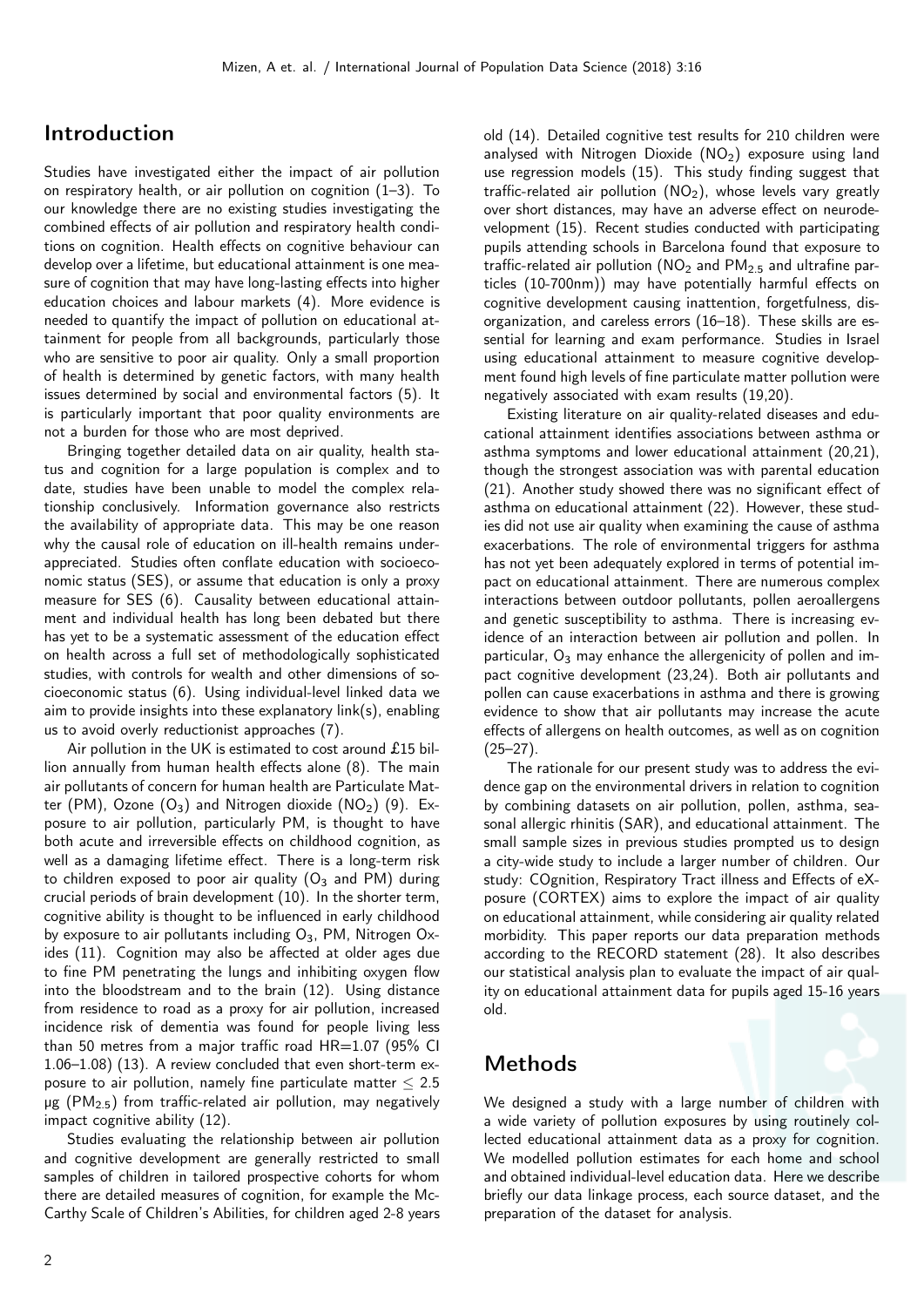## Introduction

Studies have investigated either the impact of air pollution on respiratory health, or air pollution on cognition (1–3). To our knowledge there are no existing studies investigating the combined effects of air pollution and respiratory health conditions on cognition. Health effects on cognitive behaviour can develop over a lifetime, but educational attainment is one measure of cognition that may have long-lasting effects into higher education choices and labour markets (4). More evidence is needed to quantify the impact of pollution on educational attainment for people from all backgrounds, particularly those who are sensitive to poor air quality. Only a small proportion of health is determined by genetic factors, with many health issues determined by social and environmental factors (5). It is particularly important that poor quality environments are not a burden for those who are most deprived.

Bringing together detailed data on air quality, health status and cognition for a large population is complex and to date, studies have been unable to model the complex relationship conclusively. Information governance also restricts the availability of appropriate data. This may be one reason why the causal role of education on ill-health remains underappreciated. Studies often conflate education with socioeconomic status (SES), or assume that education is only a proxy measure for SES (6). Causality between educational attainment and individual health has long been debated but there has yet to be a systematic assessment of the education effect on health across a full set of methodologically sophisticated studies, with controls for wealth and other dimensions of socioeconomic status (6). Using individual-level linked data we aim to provide insights into these explanatory link(s), enabling us to avoid overly reductionist approaches (7).

Air pollution in the UK is estimated to cost around £15 billion annually from human health effects alone (8). The main air pollutants of concern for human health are Particulate Matter (PM), Ozone ($O_3$) and Nitrogen dioxide ($NO_2$) (9). Exposure to air pollution, particularly PM, is thought to have both acute and irreversible effects on childhood cognition, as well as a damaging lifetime effect. There is a long-term risk to children exposed to poor air quality ($O_3$ and PM) during crucial periods of brain development (10). In the shorter term, cognitive ability is thought to be influenced in early childhood by exposure to air pollutants including $O_3$, PM, Nitrogen Oxides (11). Cognition may also be affected at older ages due to fine PM penetrating the lungs and inhibiting oxygen flow into the bloodstream and to the brain (12). Using distance from residence to road as a proxy for air pollution, increased incidence risk of dementia was found for people living less than 50 metres from a major traffic road HR=1.07 (95% CI 1.06–1.08) (13). A review concluded that even short-term exposure to air pollution, namely fine particulate matter $\leq$ 2.5 µg ($PM_{2.5}$) from traffic-related air pollution, may negatively impact cognitive ability (12).

Studies evaluating the relationship between air pollution and cognitive development are generally restricted to small samples of children in tailored prospective cohorts for whom there are detailed measures of cognition, for example the McCarthy Scale of Children's Abilities, for children aged 2-8 years old (14). Detailed cognitive test results for 210 children were analysed with Nitrogen Dioxide ($NO_2$) exposure using land use regression models (15). This study finding suggest that traffic-related air pollution ($NO_2$), whose levels vary greatly over short distances, may have an adverse effect on neurodevelopment (15). Recent studies conducted with participating pupils attending schools in Barcelona found that exposure to traffic-related air pollution ($NO_2$ and $PM_{2.5}$ and ultrafine particles (10-700nm)) may have potentially harmful effects on cognitive development causing inattention, forgetfulness, disorganization, and careless errors (16–18). These skills are essential for learning and exam performance. Studies in Israel using educational attainment to measure cognitive development found high levels of fine particulate matter pollution were negatively associated with exam results (19,20).

Existing literature on air quality-related diseases and educational attainment identifies associations between asthma or asthma symptoms and lower educational attainment (20,21), though the strongest association was with parental education (21). Another study showed there was no significant effect of asthma on educational attainment (22). However, these studies did not use air quality when examining the cause of asthma exacerbations. The role of environmental triggers for asthma has not yet been adequately explored in terms of potential impact on educational attainment. There are numerous complex interactions between outdoor pollutants, pollen aeroallergens and genetic susceptibility to asthma. There is increasing evidence of an interaction between air pollution and pollen. In particular, $O_3$ may enhance the allergenicity of pollen and impact cognitive development (23,24). Both air pollutants and pollen can cause exacerbations in asthma and there is growing evidence to show that air pollutants may increase the acute effects of allergens on health outcomes, as well as on cognition (25–27).

The rationale for our present study was to address the evidence gap on the environmental drivers in relation to cognition by combining datasets on air pollution, pollen, asthma, seasonal allergic rhinitis (SAR), and educational attainment. The small sample sizes in previous studies prompted us to design a city-wide study to include a larger number of children. Our study: COgnition, Respiratory Tract illness and Effects of eXposure (CORTEX) aims to explore the impact of air quality on educational attainment, while considering air quality related morbidity. This paper reports our data preparation methods according to the RECORD statement (28). It also describes our statistical analysis plan to evaluate the impact of air quality on educational attainment data for pupils aged 15-16 years old.

## Methods

We designed a study with a large number of children with a wide variety of pollution exposures by using routinely collected educational attainment data as a proxy for cognition. We modelled pollution estimates for each home and school and obtained individual-level education data. Here we describe briefly our data linkage process, each source dataset, and the preparation of the dataset for analysis.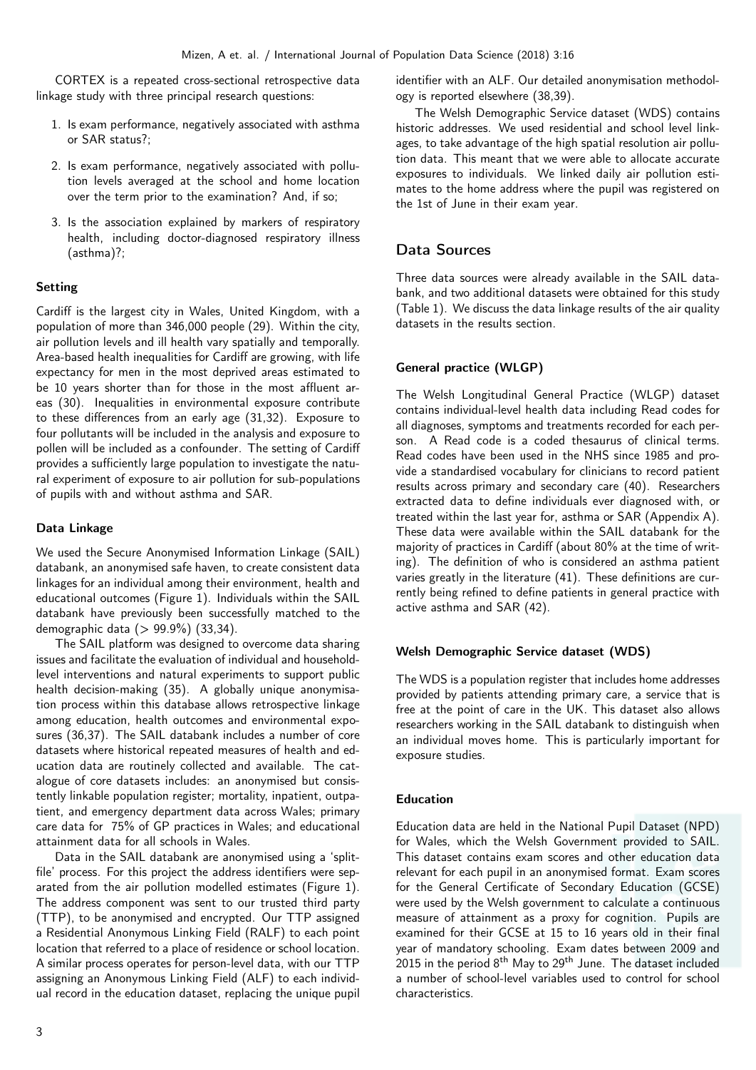CORTEX is a repeated cross-sectional retrospective data linkage study with three principal research questions:

1. Is exam performance, negatively associated with asthma or SAR status?;
2. Is exam performance, negatively associated with pollution levels averaged at the school and home location over the term prior to the examination? And, if so;
3. Is the association explained by markers of respiratory health, including doctor-diagnosed respiratory illness (asthma)?;

### Setting

Cardiff is the largest city in Wales, United Kingdom, with a population of more than 346,000 people (29). Within the city, air pollution levels and ill health vary spatially and temporally. Area-based health inequalities for Cardiff are growing, with life expectancy for men in the most deprived areas estimated to be 10 years shorter than for those in the most affluent areas (30). Inequalities in environmental exposure contribute to these differences from an early age (31,32). Exposure to four pollutants will be included in the analysis and exposure to pollen will be included as a confounder. The setting of Cardiff provides a sufficiently large population to investigate the natural experiment of exposure to air pollution for sub-populations of pupils with and without asthma and SAR.

### Data Linkage

We used the Secure Anonymised Information Linkage (SAIL) databank, an anonymised safe haven, to create consistent data linkages for an individual among their environment, health and educational outcomes (Figure 1). Individuals within the SAIL databank have previously been successfully matched to the demographic data (> 99.9%) (33,34).

The SAIL platform was designed to overcome data sharing issues and facilitate the evaluation of individual and household-level interventions and natural experiments to support public health decision-making (35). A globally unique anonymisation process within this database allows retrospective linkage among education, health outcomes and environmental exposures (36,37). The SAIL databank includes a number of core datasets where historical repeated measures of health and education data are routinely collected and available. The catalogue of core datasets includes: an anonymised but consistently linkable population register; mortality, inpatient, outpatient, and emergency department data across Wales; primary care data for 75% of GP practices in Wales; and educational attainment data for all schools in Wales.

Data in the SAIL databank are anonymised using a 'split-file' process. For this project the address identifiers were separated from the air pollution modelled estimates (Figure 1). The address component was sent to our trusted third party (TTP), to be anonymised and encrypted. Our TTP assigned a Residential Anonymous Linking Field (RALF) to each point location that referred to a place of residence or school location. A similar process operates for person-level data, with our TTP assigning an Anonymous Linking Field (ALF) to each individual record in the education dataset, replacing the unique pupil identifier with an ALF. Our detailed anonymisation methodology is reported elsewhere (38,39).

The Welsh Demographic Service dataset (WDS) contains historic addresses. We used residential and school level linkages, to take advantage of the high spatial resolution air pollution data. This meant that we were able to allocate accurate exposures to individuals. We linked daily air pollution estimates to the home address where the pupil was registered on the 1st of June in their exam year.

## Data Sources

Three data sources were already available in the SAIL databank, and two additional datasets were obtained for this study (Table 1). We discuss the data linkage results of the air quality datasets in the results section.

### General practice (WLGP)

The Welsh Longitudinal General Practice (WLGP) dataset contains individual-level health data including Read codes for all diagnoses, symptoms and treatments recorded for each person. A Read code is a coded thesaurus of clinical terms. Read codes have been used in the NHS since 1985 and provide a standardised vocabulary for clinicians to record patient results across primary and secondary care (40). Researchers extracted data to define individuals ever diagnosed with, or treated within the last year for, asthma or SAR (Appendix A). These data were available within the SAIL databank for the majority of practices in Cardiff (about 80% at the time of writing). The definition of who is considered an asthma patient varies greatly in the literature (41). These definitions are currently being refined to define patients in general practice with active asthma and SAR (42).

### Welsh Demographic Service dataset (WDS)

The WDS is a population register that includes home addresses provided by patients attending primary care, a service that is free at the point of care in the UK. This dataset also allows researchers working in the SAIL databank to distinguish when an individual moves home. This is particularly important for exposure studies.

### Education

Education data are held in the National Pupil Dataset (NPD) for Wales, which the Welsh Government provided to SAIL. This dataset contains exam scores and other education data relevant for each pupil in an anonymised format. Exam scores for the General Certificate of Secondary Education (GCSE) were used by the Welsh government to calculate a continuous measure of attainment as a proxy for cognition. Pupils are examined for their GCSE at 15 to 16 years old in their final year of mandatory schooling. Exam dates between 2009 and 2015 in the period 8th May to 29th June. The dataset included a number of school-level variables used to control for school characteristics.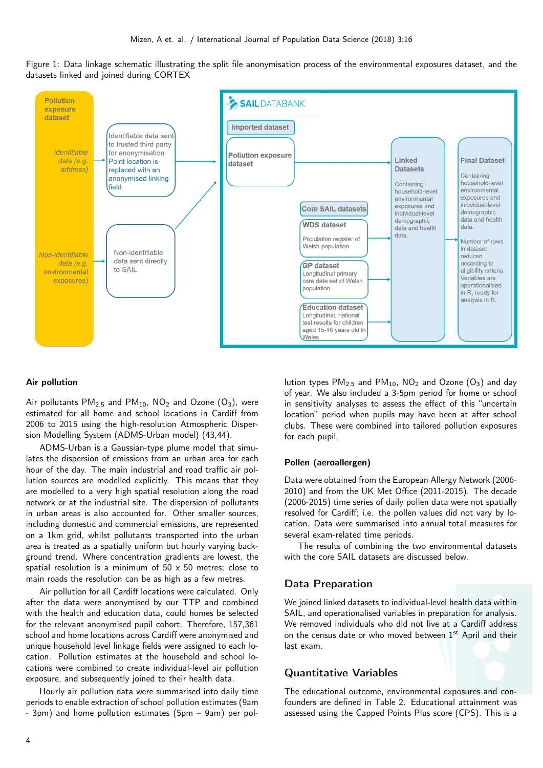Figure 1: Data linkage schematic illustrating the split file anonymisation process of the environmental exposures dataset, and the datasets linked and joined during CORTEX

Pollution exposure dataset

*Identifiable data (e.g. address)*

Identifiable data sent to trusted third party for anonymisation Point location is replaced with an anonymised linking field

*Non-identifiable data (e.g. environmental exposures)*

Non-identifiable data sent directly to SAIL

SAIL DATABANK

Imported dataset

**Pollution exposure dataset**

Core SAIL datasets

**WDS dataset**
Population register of Welsh population

**GP dataset**
Longitudinal primary care data set of Welsh population

**Education dataset**
Longitudinal, national test results for children aged 15-16 years old in Wales

**Linked Datasets**
Containing household-level environmental exposures and individual-level demographic data and health data.

**Final Dataset**
Containing household-level environmental exposures and individual-level demographic data and health data.
Number of rows in dataset reduced according to eligibility criteria. Variables are operationalised in R, ready for analysis in R.

### Air pollution

Air pollutants $PM_{2.5}$ and $PM_{10}$, $NO_2$ and Ozone ($O_3$), were estimated for all home and school locations in Cardiff from 2006 to 2015 using the high-resolution Atmospheric Dispersion Modelling System (ADMS-Urban model) (43,44).

ADMS-Urban is a Gaussian-type plume model that simulates the dispersion of emissions from an urban area for each hour of the day. The main industrial and road traffic air pollution sources are modelled explicitly. This means that they are modelled to a very high spatial resolution along the road network or at the industrial site. The dispersion of pollutants in urban areas is also accounted for. Other smaller sources, including domestic and commercial emissions, are represented on a 1km grid, whilst pollutants transported into the urban area is treated as a spatially uniform but hourly varying background trend. Where concentration gradients are lowest, the spatial resolution is a minimum of 50 x 50 metres; close to main roads the resolution can be as high as a few metres.

Air pollution for all Cardiff locations were calculated. Only after the data were anonymised by our TTP and combined with the health and education data, could homes be selected for the relevant anonymised pupil cohort. Therefore, 157,361 school and home locations across Cardiff were anonymised and unique household level linkage fields were assigned to each location. Pollution estimates at the household and school locations were combined to create individual-level air pollution exposure, and subsequently joined to their health data.

Hourly air pollution data were summarised into daily time periods to enable extraction of school pollution estimates (9am - 3pm) and home pollution estimates (5pm – 9am) per pollution types $PM_{2.5}$ and $PM_{10}$, $NO_2$ and Ozone ($O_3$) and day of year. We also included a 3-5pm period for home or school in sensitivity analyses to assess the effect of this "uncertain location" period when pupils may have been at after school clubs. These were combined into tailored pollution exposures for each pupil.

### Pollen (aeroallergen)

Data were obtained from the European Allergy Network (2006-2010) and from the UK Met Office (2011-2015). The decade (2006-2015) time series of daily pollen data were not spatially resolved for Cardiff; i.e. the pollen values did not vary by location. Data were summarised into annual total measures for several exam-related time periods.

The results of combining the two environmental datasets with the core SAIL datasets are discussed below.

## Data Preparation

We joined linked datasets to individual-level health data within SAIL, and operationalised variables in preparation for analysis. We removed individuals who did not live at a Cardiff address on the census date or who moved between 1st April and their last exam.

## Quantitative Variables

The educational outcome, environmental exposures and confounders are defined in Table 2. Educational attainment was assessed using the Capped Points Plus score (CPS). This is a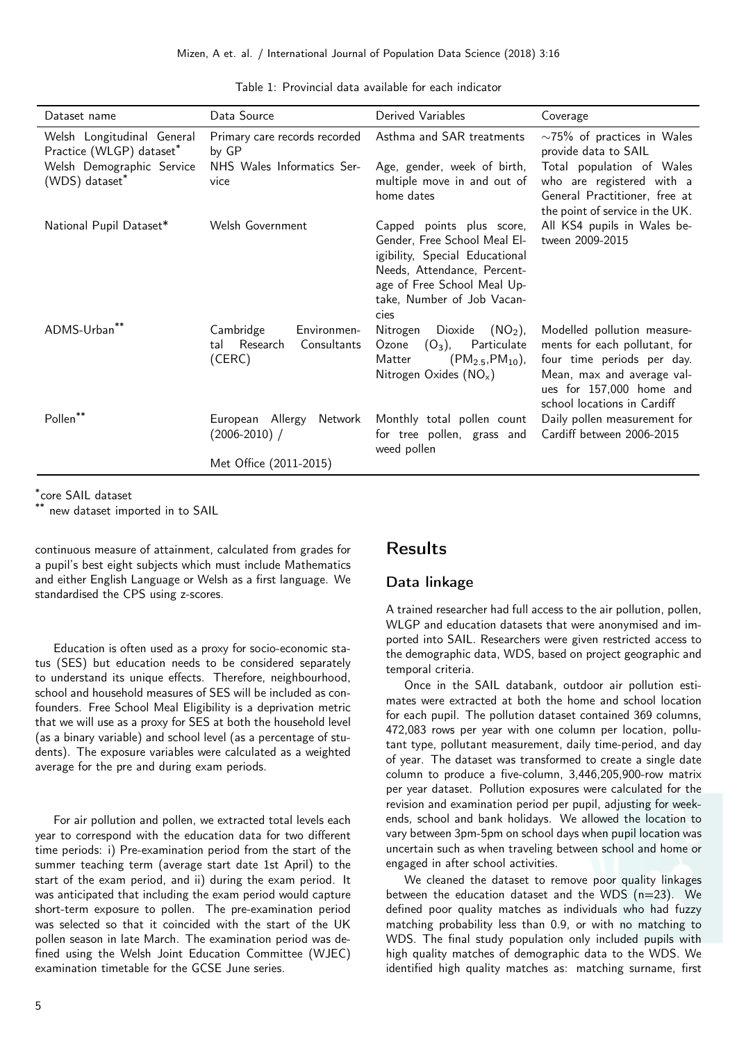Table 1: Provincial data available for each indicator

| Dataset name | Data Source | Derived Variables | Coverage |
|---|---|---|---|
| Welsh Longitudinal General Practice (WLGP) dataset* | Primary care records recorded by GP | Asthma and SAR treatments | ~75% of practices in Wales provide data to SAIL |
| Welsh Demographic Service (WDS) dataset* | NHS Wales Informatics Service | Age, gender, week of birth, multiple move in and out of home dates | Total population of Wales who are registered with a General Practitioner, free at the point of service in the UK. |
| National Pupil Dataset* | Welsh Government | Capped points plus score, Gender, Free School Meal Eligibility, Special Educational Needs, Attendance, Percentage of Free School Meal Uptake, Number of Job Vacancies | All KS4 pupils in Wales between 2009-2015 |
| ADMS-Urban** | Cambridge Environmental Research Consultants (CERC) | Nitrogen Dioxide ($NO_2$), Ozone ($O_3$), Particulate Matter ($PM_{2.5}$,$PM_{10}$), Nitrogen Oxides ($NO_x$) | Modelled pollution measurements for each pollutant, for four time periods per day. Mean, max and average values for 157,000 home and school locations in Cardiff |
| Pollen** | European Allergy Network (2006-2010) / Met Office (2011-2015) | Monthly total pollen count for tree pollen, grass and weed pollen | Daily pollen measurement for Cardiff between 2006-2015 |

*core SAIL dataset
** new dataset imported in to SAIL

continuous measure of attainment, calculated from grades for a pupil's best eight subjects which must include Mathematics and either English Language or Welsh as a first language. We standardised the CPS using z-scores.

Education is often used as a proxy for socio-economic status (SES) but education needs to be considered separately to understand its unique effects. Therefore, neighbourhood, school and household measures of SES will be included as confounders. Free School Meal Eligibility is a deprivation metric that we will use as a proxy for SES at both the household level (as a binary variable) and school level (as a percentage of students). The exposure variables were calculated as a weighted average for the pre and during exam periods.

For air pollution and pollen, we extracted total levels each year to correspond with the education data for two different time periods: i) Pre-examination period from the start of the summer teaching term (average start date 1st April) to the start of the exam period, and ii) during the exam period. It was anticipated that including the exam period would capture short-term exposure to pollen. The pre-examination period was selected so that it coincided with the start of the UK pollen season in late March. The examination period was defined using the Welsh Joint Education Committee (WJEC) examination timetable for the GCSE June series.

## Results

### Data linkage

A trained researcher had full access to the air pollution, pollen, WLGP and education datasets that were anonymised and imported into SAIL. Researchers were given restricted access to the demographic data, WDS, based on project geographic and temporal criteria.

Once in the SAIL databank, outdoor air pollution estimates were extracted at both the home and school location for each pupil. The pollution dataset contained 369 columns, 472,083 rows per year with one column per location, pollutant type, pollutant measurement, daily time-period, and day of year. The dataset was transformed to create a single date column to produce a five-column, 3,446,205,900-row matrix per year dataset. Pollution exposures were calculated for the revision and examination period per pupil, adjusting for weekends, school and bank holidays. We allowed the location to vary between 3pm-5pm on school days when pupil location was uncertain such as when traveling between school and home or engaged in after school activities.

We cleaned the dataset to remove poor quality linkages between the education dataset and the WDS (n=23). We defined poor quality matches as individuals who had fuzzy matching probability less than 0.9, or with no matching to WDS. The final study population only included pupils with high quality matches of demographic data to the WDS. We identified high quality matches as: matching surname, first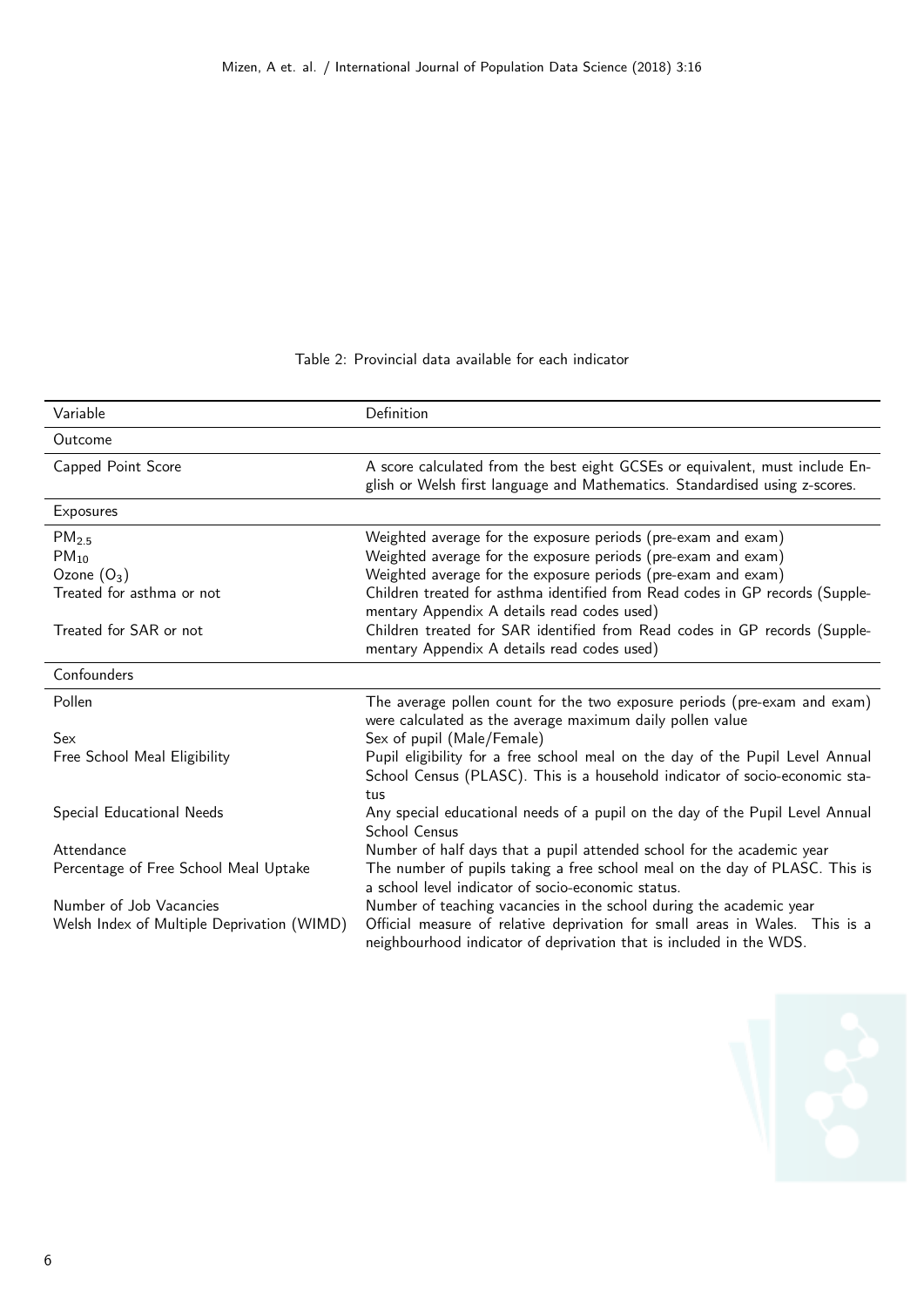Table 2: Provincial data available for each indicator

| Variable | Definition |
| --- | --- |
| **Outcome** | |
| Capped Point Score | A score calculated from the best eight GCSEs or equivalent, must include English or Welsh first language and Mathematics. Standardised using z-scores. |
| **Exposures** | |
| $PM_{2.5}$ | Weighted average for the exposure periods (pre-exam and exam) |
| $PM_{10}$ | Weighted average for the exposure periods (pre-exam and exam) |
| Ozone ($O_3$) | Weighted average for the exposure periods (pre-exam and exam) |
| Treated for asthma or not | Children treated for asthma identified from Read codes in GP records (Supplementary Appendix A details read codes used) |
| Treated for SAR or not | Children treated for SAR identified from Read codes in GP records (Supplementary Appendix A details read codes used) |
| **Confounders** | |
| Pollen | The average pollen count for the two exposure periods (pre-exam and exam) were calculated as the average maximum daily pollen value |
| Sex | Sex of pupil (Male/Female) |
| Free School Meal Eligibility | Pupil eligibility for a free school meal on the day of the Pupil Level Annual School Census (PLASC). This is a household indicator of socio-economic status |
| Special Educational Needs | Any special educational needs of a pupil on the day of the Pupil Level Annual School Census |
| Attendance | Number of half days that a pupil attended school for the academic year |
| Percentage of Free School Meal Uptake | The number of pupils taking a free school meal on the day of PLASC. This is a school level indicator of socio-economic status. |
| Number of Job Vacancies | Number of teaching vacancies in the school during the academic year |
| Welsh Index of Multiple Deprivation (WIMD) | Official measure of relative deprivation for small areas in Wales. This is a neighbourhood indicator of deprivation that is included in the WDS. |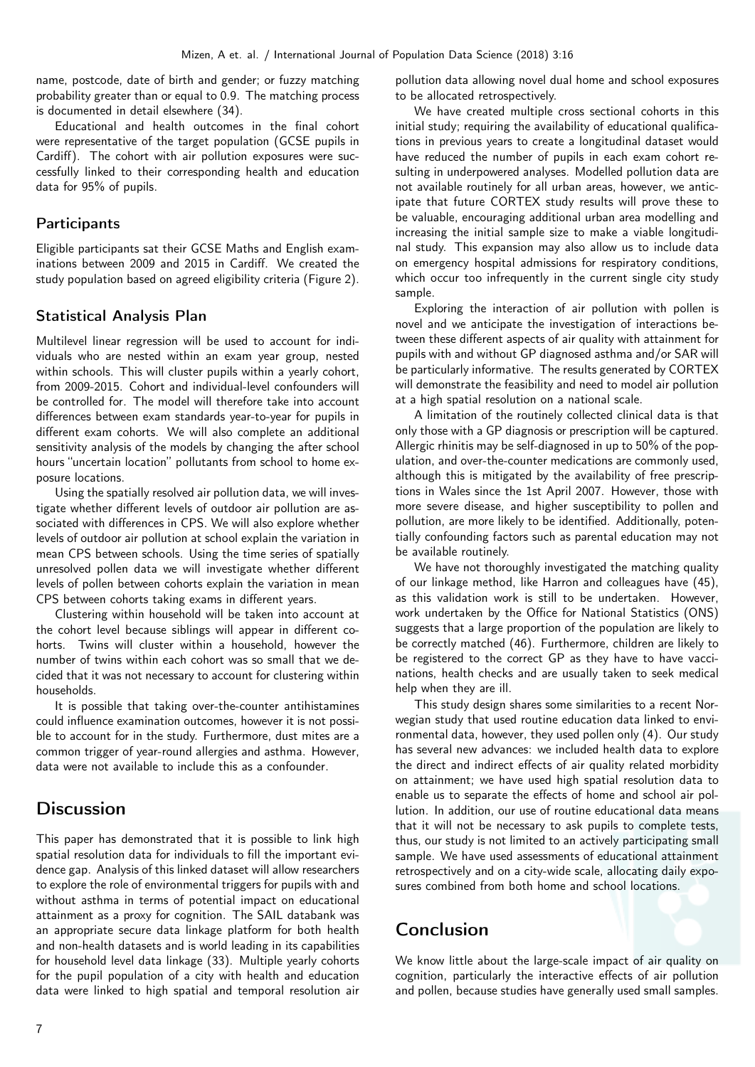name, postcode, date of birth and gender; or fuzzy matching probability greater than or equal to 0.9. The matching process is documented in detail elsewhere (34).

Educational and health outcomes in the final cohort were representative of the target population (GCSE pupils in Cardiff). The cohort with air pollution exposures were successfully linked to their corresponding health and education data for 95% of pupils.

### Participants

Eligible participants sat their GCSE Maths and English examinations between 2009 and 2015 in Cardiff. We created the study population based on agreed eligibility criteria (Figure 2).

### Statistical Analysis Plan

Multilevel linear regression will be used to account for individuals who are nested within an exam year group, nested within schools. This will cluster pupils within a yearly cohort, from 2009-2015. Cohort and individual-level confounders will be controlled for. The model will therefore take into account differences between exam standards year-to-year for pupils in different exam cohorts. We will also complete an additional sensitivity analysis of the models by changing the after school hours "uncertain location" pollutants from school to home exposure locations.

Using the spatially resolved air pollution data, we will investigate whether different levels of outdoor air pollution are associated with differences in CPS. We will also explore whether levels of outdoor air pollution at school explain the variation in mean CPS between schools. Using the time series of spatially unresolved pollen data we will investigate whether different levels of pollen between cohorts explain the variation in mean CPS between cohorts taking exams in different years.

Clustering within household will be taken into account at the cohort level because siblings will appear in different cohorts. Twins will cluster within a household, however the number of twins within each cohort was so small that we decided that it was not necessary to account for clustering within households.

It is possible that taking over-the-counter antihistamines could influence examination outcomes, however it is not possible to account for in the study. Furthermore, dust mites are a common trigger of year-round allergies and asthma. However, data were not available to include this as a confounder.

## Discussion

This paper has demonstrated that it is possible to link high spatial resolution data for individuals to fill the important evidence gap. Analysis of this linked dataset will allow researchers to explore the role of environmental triggers for pupils with and without asthma in terms of potential impact on educational attainment as a proxy for cognition. The SAIL databank was an appropriate secure data linkage platform for both health and non-health datasets and is world leading in its capabilities for household level data linkage (33). Multiple yearly cohorts for the pupil population of a city with health and education data were linked to high spatial and temporal resolution air pollution data allowing novel dual home and school exposures to be allocated retrospectively.

We have created multiple cross sectional cohorts in this initial study; requiring the availability of educational qualifications in previous years to create a longitudinal dataset would have reduced the number of pupils in each exam cohort resulting in underpowered analyses. Modelled pollution data are not available routinely for all urban areas, however, we anticipate that future CORTEX study results will prove these to be valuable, encouraging additional urban area modelling and increasing the initial sample size to make a viable longitudinal study. This expansion may also allow us to include data on emergency hospital admissions for respiratory conditions, which occur too infrequently in the current single city study sample.

Exploring the interaction of air pollution with pollen is novel and we anticipate the investigation of interactions between these different aspects of air quality with attainment for pupils with and without GP diagnosed asthma and/or SAR will be particularly informative. The results generated by CORTEX will demonstrate the feasibility and need to model air pollution at a high spatial resolution on a national scale.

A limitation of the routinely collected clinical data is that only those with a GP diagnosis or prescription will be captured. Allergic rhinitis may be self-diagnosed in up to 50% of the population, and over-the-counter medications are commonly used, although this is mitigated by the availability of free prescriptions in Wales since the 1st April 2007. However, those with more severe disease, and higher susceptibility to pollen and pollution, are more likely to be identified. Additionally, potentially confounding factors such as parental education may not be available routinely.

We have not thoroughly investigated the matching quality of our linkage method, like Harron and colleagues have (45), as this validation work is still to be undertaken. However, work undertaken by the Office for National Statistics (ONS) suggests that a large proportion of the population are likely to be correctly matched (46). Furthermore, children are likely to be registered to the correct GP as they have to have vaccinations, health checks and are usually taken to seek medical help when they are ill.

This study design shares some similarities to a recent Norwegian study that used routine education data linked to environmental data, however, they used pollen only (4). Our study has several new advances: we included health data to explore the direct and indirect effects of air quality related morbidity on attainment; we have used high spatial resolution data to enable us to separate the effects of home and school air pollution. In addition, our use of routine educational data means that it will not be necessary to ask pupils to complete tests, thus, our study is not limited to an actively participating small sample. We have used assessments of educational attainment retrospectively and on a city-wide scale, allocating daily exposures combined from both home and school locations.

## Conclusion

We know little about the large-scale impact of air quality on cognition, particularly the interactive effects of air pollution and pollen, because studies have generally used small samples.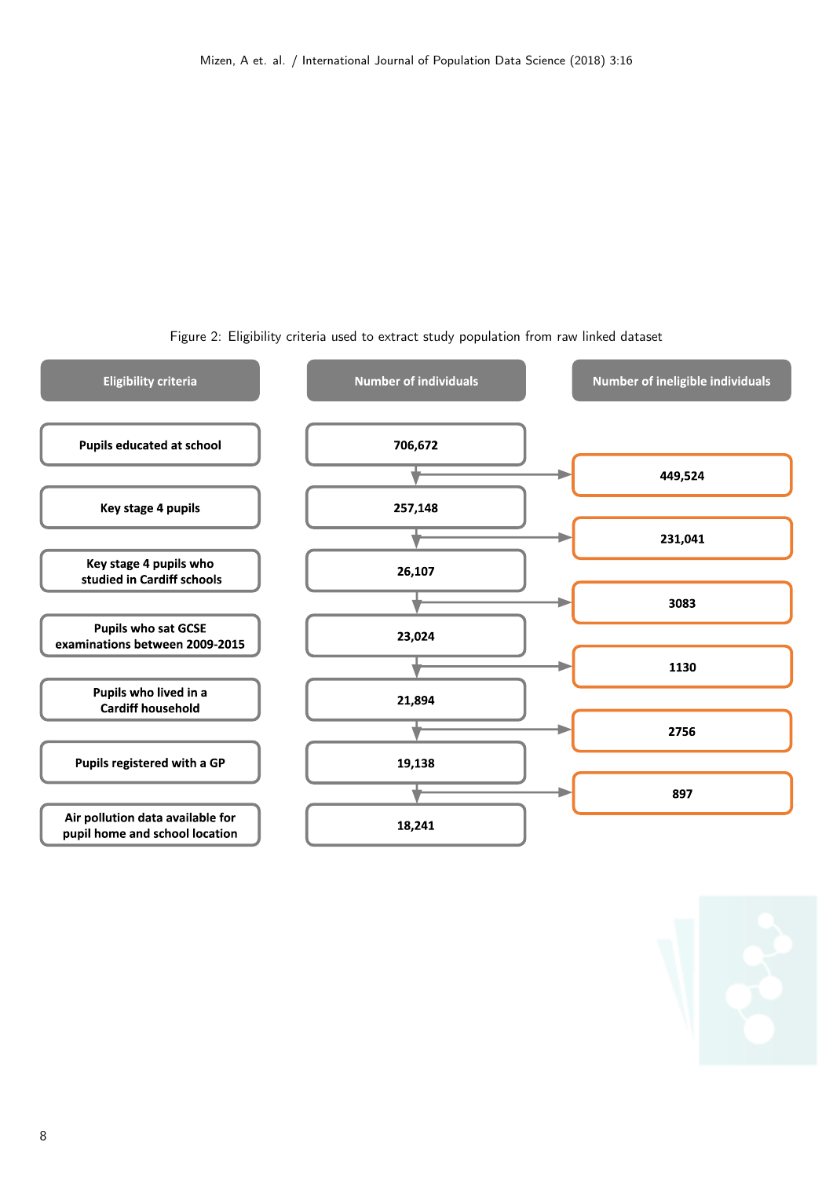Figure 2: Eligibility criteria used to extract study population from raw linked dataset

| Eligibility criteria | Number of individuals | Number of ineligible individuals |
| --- | --- | --- |
| Pupils educated at school | 706,672 | |
| | | 449,524 |
| Key stage 4 pupils | 257,148 | |
| | | 231,041 |
| Key stage 4 pupils who studied in Cardiff schools | 26,107 | |
| | | 3083 |
| Pupils who sat GCSE examinations between 2009-2015 | 23,024 | |
| | | 1130 |
| Pupils who lived in a Cardiff household | 21,894 | |
| | | 2756 |
| Pupils registered with a GP | 19,138 | |
| | | 897 |
| Air pollution data available for pupil home and school location | 18,241 | |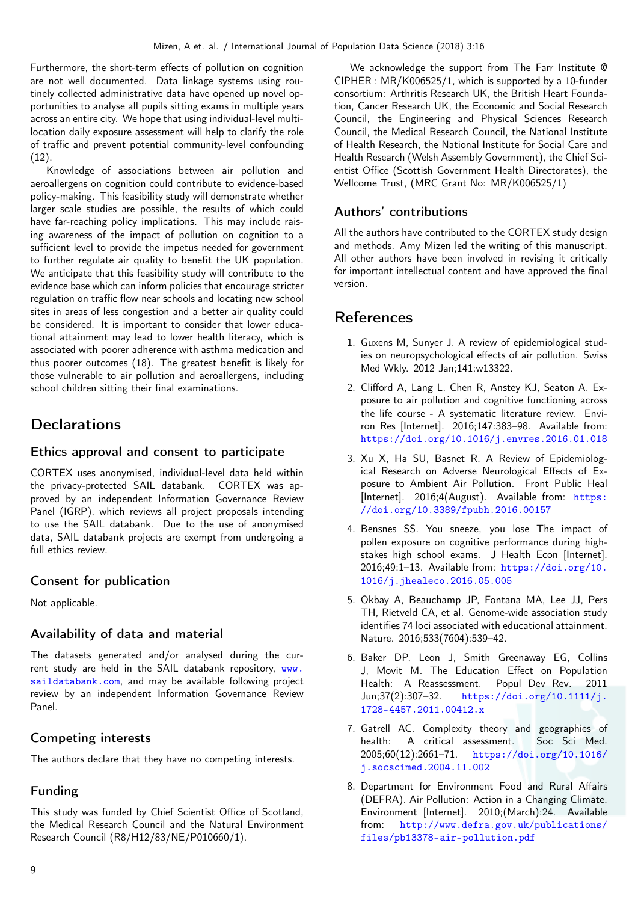Furthermore, the short-term effects of pollution on cognition are not well documented. Data linkage systems using routinely collected administrative data have opened up novel opportunities to analyse all pupils sitting exams in multiple years across an entire city. We hope that using individual-level multi-location daily exposure assessment will help to clarify the role of traffic and prevent potential community-level confounding (12).

Knowledge of associations between air pollution and aeroallergens on cognition could contribute to evidence-based policy-making. This feasibility study will demonstrate whether larger scale studies are possible, the results of which could have far-reaching policy implications. This may include raising awareness of the impact of pollution on cognition to a sufficient level to provide the impetus needed for government to further regulate air quality to benefit the UK population. We anticipate that this feasibility study will contribute to the evidence base which can inform policies that encourage stricter regulation on traffic flow near schools and locating new school sites in areas of less congestion and a better air quality could be considered. It is important to consider that lower educational attainment may lead to lower health literacy, which is associated with poorer adherence with asthma medication and thus poorer outcomes (18). The greatest benefit is likely for those vulnerable to air pollution and aeroallergens, including school children sitting their final examinations.

# Declarations

## Ethics approval and consent to participate

CORTEX uses anonymised, individual-level data held within the privacy-protected SAIL databank. CORTEX was approved by an independent Information Governance Review Panel (IGRP), which reviews all project proposals intending to use the SAIL databank. Due to the use of anonymised data, SAIL databank projects are exempt from undergoing a full ethics review.

## Consent for publication

Not applicable.

## Availability of data and material

The datasets generated and/or analysed during the current study are held in the SAIL databank repository, www.saildatabank.com, and may be available following project review by an independent Information Governance Review Panel.

## Competing interests

The authors declare that they have no competing interests.

## Funding

This study was funded by Chief Scientist Office of Scotland, the Medical Research Council and the Natural Environment Research Council (R8/H12/83/NE/P010660/1).

We acknowledge the support from The Farr Institute @ CIPHER : MR/K006525/1, which is supported by a 10-funder consortium: Arthritis Research UK, the British Heart Foundation, Cancer Research UK, the Economic and Social Research Council, the Engineering and Physical Sciences Research Council, the Medical Research Council, the National Institute of Health Research, the National Institute for Social Care and Health Research (Welsh Assembly Government), the Chief Scientist Office (Scottish Government Health Directorates), the Wellcome Trust, (MRC Grant No: MR/K006525/1)

## Authors' contributions

All the authors have contributed to the CORTEX study design and methods. Amy Mizen led the writing of this manuscript. All other authors have been involved in revising it critically for important intellectual content and have approved the final version.

# References

1. Guxens M, Sunyer J. A review of epidemiological studies on neuropsychological effects of air pollution. Swiss Med Wkly. 2012 Jan;141:w13322.
2. Clifford A, Lang L, Chen R, Anstey KJ, Seaton A. Exposure to air pollution and cognitive functioning across the life course - A systematic literature review. Environ Res [Internet]. 2016;147:383–98. Available from: https://doi.org/10.1016/j.envres.2016.01.018
3. Xu X, Ha SU, Basnet R. A Review of Epidemiological Research on Adverse Neurological Effects of Exposure to Ambient Air Pollution. Front Public Heal [Internet]. 2016;4(August). Available from: https://doi.org/10.3389/fpubh.2016.00157
4. Bensnes SS. You sneeze, you lose The impact of pollen exposure on cognitive performance during high-stakes high school exams. J Health Econ [Internet]. 2016;49:1–13. Available from: https://doi.org/10.1016/j.jhealeco.2016.05.005
5. Okbay A, Beauchamp JP, Fontana MA, Lee JJ, Pers TH, Rietveld CA, et al. Genome-wide association study identifies 74 loci associated with educational attainment. Nature. 2016;533(7604):539–42.
6. Baker DP, Leon J, Smith Greenaway EG, Collins J, Movit M. The Education Effect on Population Health: A Reassessment. Popul Dev Rev. 2011 Jun;37(2):307–32. https://doi.org/10.1111/j.1728-4457.2011.00412.x
7. Gatrell AC. Complexity theory and geographies of health: A critical assessment. Soc Sci Med. 2005;60(12):2661–71. https://doi.org/10.1016/j.socscimed.2004.11.002
8. Department for Environment Food and Rural Affairs (DEFRA). Air Pollution: Action in a Changing Climate. Environment [Internet]. 2010;(March):24. Available from: http://www.defra.gov.uk/publications/files/pb13378-air-pollution.pdf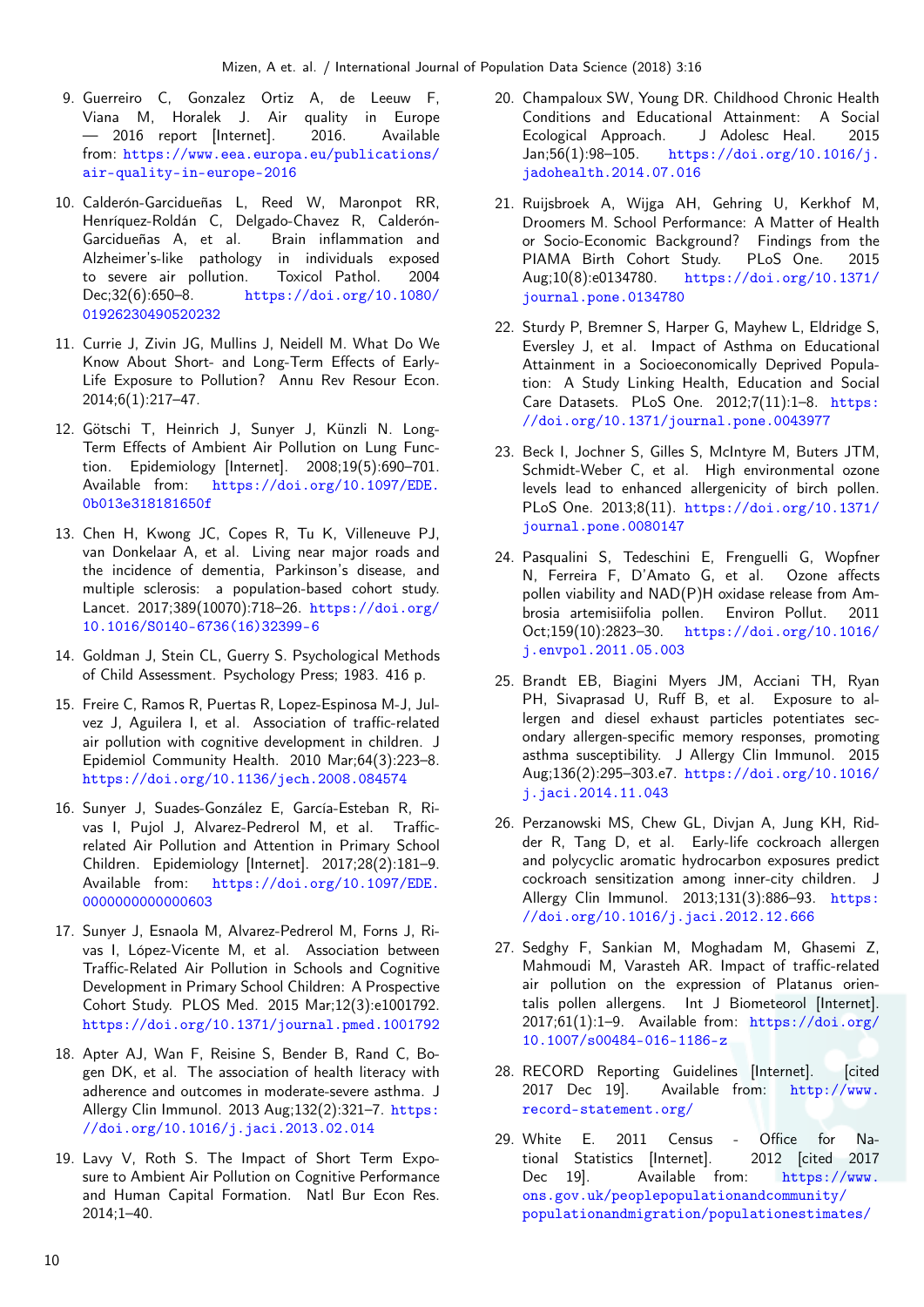9. Guerreiro C, Gonzalez Ortiz A, de Leeuw F, Viana M, Horalek J. Air quality in Europe — 2016 report [Internet]. 2016. Available from: https://www.eea.europa.eu/publications/air-quality-in-europe-2016

10. Calderón-Garcidueñas L, Reed W, Maronpot RR, Henríquez-Roldán C, Delgado-Chavez R, Calderón-Garcidueñas A, et al. Brain inflammation and Alzheimer's-like pathology in individuals exposed to severe air pollution. Toxicol Pathol. 2004 Dec;32(6):650–8. https://doi.org/10.1080/01926230490520232

11. Currie J, Zivin JG, Mullins J, Neidell M. What Do We Know About Short- and Long-Term Effects of Early-Life Exposure to Pollution? Annu Rev Resour Econ. 2014;6(1):217–47.

12. Götschi T, Heinrich J, Sunyer J, Künzli N. Long-Term Effects of Ambient Air Pollution on Lung Function. Epidemiology [Internet]. 2008;19(5):690–701. Available from: https://doi.org/10.1097/EDE.0b013e318181650f

13. Chen H, Kwong JC, Copes R, Tu K, Villeneuve PJ, van Donkelaar A, et al. Living near major roads and the incidence of dementia, Parkinson's disease, and multiple sclerosis: a population-based cohort study. Lancet. 2017;389(10070):718–26. https://doi.org/10.1016/S0140-6736(16)32399-6

14. Goldman J, Stein CL, Guerry S. Psychological Methods of Child Assessment. Psychology Press; 1983. 416 p.

15. Freire C, Ramos R, Puertas R, Lopez-Espinosa M-J, Julvez J, Aguilera I, et al. Association of traffic-related air pollution with cognitive development in children. J Epidemiol Community Health. 2010 Mar;64(3):223–8. https://doi.org/10.1136/jech.2008.084574

16. Sunyer J, Suades-González E, García-Esteban R, Rivas I, Pujol J, Alvarez-Pedrerol M, et al. Traffic-related Air Pollution and Attention in Primary School Children. Epidemiology [Internet]. 2017;28(2):181–9. Available from: https://doi.org/10.1097/EDE.0000000000000603

17. Sunyer J, Esnaola M, Alvarez-Pedrerol M, Forns J, Rivas I, López-Vicente M, et al. Association between Traffic-Related Air Pollution in Schools and Cognitive Development in Primary School Children: A Prospective Cohort Study. PLOS Med. 2015 Mar;12(3):e1001792. https://doi.org/10.1371/journal.pmed.1001792

18. Apter AJ, Wan F, Reisine S, Bender B, Rand C, Bogen DK, et al. The association of health literacy with adherence and outcomes in moderate-severe asthma. J Allergy Clin Immunol. 2013 Aug;132(2):321–7. https://doi.org/10.1016/j.jaci.2013.02.014

19. Lavy V, Roth S. The Impact of Short Term Exposure to Ambient Air Pollution on Cognitive Performance and Human Capital Formation. Natl Bur Econ Res. 2014;1–40.

20. Champaloux SW, Young DR. Childhood Chronic Health Conditions and Educational Attainment: A Social Ecological Approach. J Adolesc Heal. 2015 Jan;56(1):98–105. https://doi.org/10.1016/j.jadohealth.2014.07.016

21. Ruijsbroek A, Wijga AH, Gehring U, Kerkhof M, Droomers M. School Performance: A Matter of Health or Socio-Economic Background? Findings from the PIAMA Birth Cohort Study. PLoS One. 2015 Aug;10(8):e0134780. https://doi.org/10.1371/journal.pone.0134780

22. Sturdy P, Bremner S, Harper G, Mayhew L, Eldridge S, Eversley J, et al. Impact of Asthma on Educational Attainment in a Socioeconomically Deprived Population: A Study Linking Health, Education and Social Care Datasets. PLoS One. 2012;7(11):1–8. https://doi.org/10.1371/journal.pone.0043977

23. Beck I, Jochner S, Gilles S, McIntyre M, Buters JTM, Schmidt-Weber C, et al. High environmental ozone levels lead to enhanced allergenicity of birch pollen. PLoS One. 2013;8(11). https://doi.org/10.1371/journal.pone.0080147

24. Pasqualini S, Tedeschini E, Frenguelli G, Wopfner N, Ferreira F, D'Amato G, et al. Ozone affects pollen viability and NAD(P)H oxidase release from Ambrosia artemisiifolia pollen. Environ Pollut. 2011 Oct;159(10):2823–30. https://doi.org/10.1016/j.envpol.2011.05.003

25. Brandt EB, Biagini Myers JM, Acciani TH, Ryan PH, Sivaprasad U, Ruff B, et al. Exposure to allergen and diesel exhaust particles potentiates secondary allergen-specific memory responses, promoting asthma susceptibility. J Allergy Clin Immunol. 2015 Aug;136(2):295–303.e7. https://doi.org/10.1016/j.jaci.2014.11.043

26. Perzanowski MS, Chew GL, Divjan A, Jung KH, Ridder R, Tang D, et al. Early-life cockroach allergen and polycyclic aromatic hydrocarbon exposures predict cockroach sensitization among inner-city children. J Allergy Clin Immunol. 2013;131(3):886–93. https://doi.org/10.1016/j.jaci.2012.12.666

27. Sedghy F, Sankian M, Moghadam M, Ghasemi Z, Mahmoudi M, Varasteh AR. Impact of traffic-related air pollution on the expression of Platanus orientalis pollen allergens. Int J Biometeorol [Internet]. 2017;61(1):1–9. Available from: https://doi.org/10.1007/s00484-016-1186-z

28. RECORD Reporting Guidelines [Internet]. [cited 2017 Dec 19]. Available from: http://www.record-statement.org/

29. White E. 2011 Census - Office for National Statistics [Internet]. 2012 [cited 2017 Dec 19]. Available from: https://www.ons.gov.uk/peoplepopulationandcommunity/populationandmigration/populationestimates/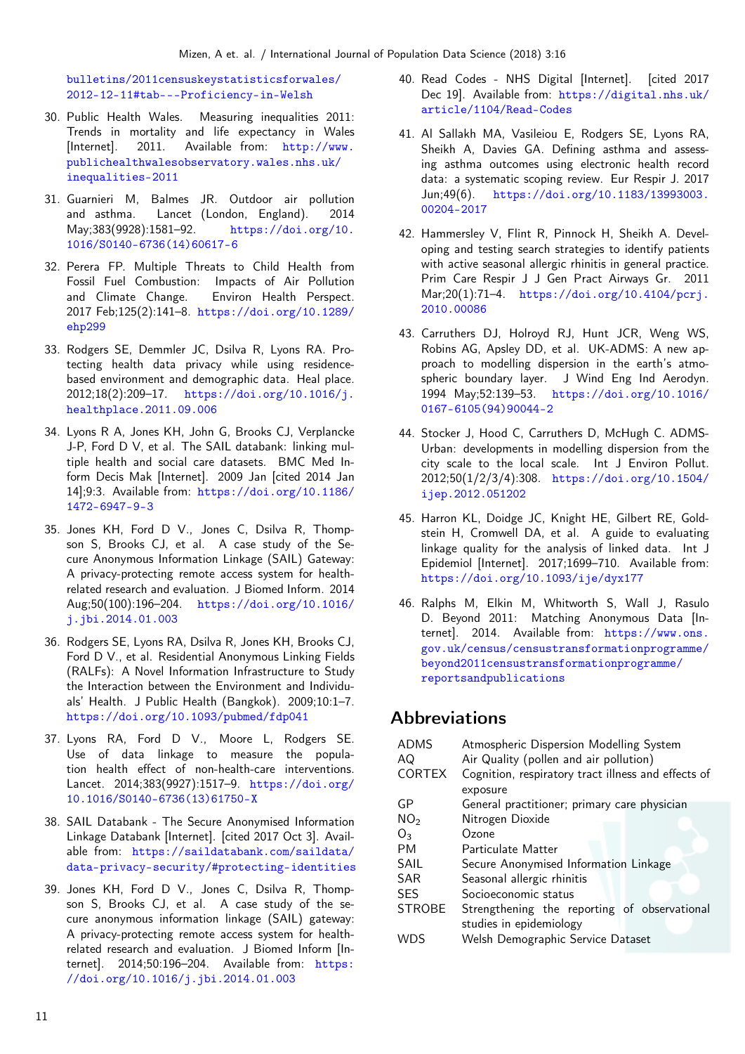bulletins/2011censuskeystatisticsforwales/2012-12-11#tab---Proficiency-in-Welsh

30. Public Health Wales. Measuring inequalities 2011: Trends in mortality and life expectancy in Wales [Internet]. 2011. Available from: http://www.publichealthwalesobservatory.wales.nhs.uk/inequalities-2011

31. Guarnieri M, Balmes JR. Outdoor air pollution and asthma. Lancet (London, England). 2014 May;383(9928):1581–92. https://doi.org/10.1016/S0140-6736(14)60617-6

32. Perera FP. Multiple Threats to Child Health from Fossil Fuel Combustion: Impacts of Air Pollution and Climate Change. Environ Health Perspect. 2017 Feb;125(2):141–8. https://doi.org/10.1289/ehp299

33. Rodgers SE, Demmler JC, Dsilva R, Lyons RA. Protecting health data privacy while using residence-based environment and demographic data. Heal place. 2012;18(2):209–17. https://doi.org/10.1016/j.healthplace.2011.09.006

34. Lyons R A, Jones KH, John G, Brooks CJ, Verplancke J-P, Ford D V, et al. The SAIL databank: linking multiple health and social care datasets. BMC Med Inform Decis Mak [Internet]. 2009 Jan [cited 2014 Jan 14];9:3. Available from: https://doi.org/10.1186/1472-6947-9-3

35. Jones KH, Ford D V., Jones C, Dsilva R, Thompson S, Brooks CJ, et al. A case study of the Secure Anonymous Information Linkage (SAIL) Gateway: A privacy-protecting remote access system for health-related research and evaluation. J Biomed Inform. 2014 Aug;50(100):196–204. https://doi.org/10.1016/j.jbi.2014.01.003

36. Rodgers SE, Lyons RA, Dsilva R, Jones KH, Brooks CJ, Ford D V., et al. Residential Anonymous Linking Fields (RALFs): A Novel Information Infrastructure to Study the Interaction between the Environment and Individuals' Health. J Public Health (Bangkok). 2009;10:1–7. https://doi.org/10.1093/pubmed/fdp041

37. Lyons RA, Ford D V., Moore L, Rodgers SE. Use of data linkage to measure the population health effect of non-health-care interventions. Lancet. 2014;383(9927):1517–9. https://doi.org/10.1016/S0140-6736(13)61750-X

38. SAIL Databank - The Secure Anonymised Information Linkage Databank [Internet]. [cited 2017 Oct 3]. Available from: https://saildatabank.com/saildata/data-privacy-security/#protecting-identities

39. Jones KH, Ford D V., Jones C, Dsilva R, Thompson S, Brooks CJ, et al. A case study of the secure anonymous information linkage (SAIL) gateway: A privacy-protecting remote access system for health-related research and evaluation. J Biomed Inform [Internet]. 2014;50:196–204. Available from: https://doi.org/10.1016/j.jbi.2014.01.003

40. Read Codes - NHS Digital [Internet]. [cited 2017 Dec 19]. Available from: https://digital.nhs.uk/article/1104/Read-Codes

41. Al Sallakh MA, Vasileiou E, Rodgers SE, Lyons RA, Sheikh A, Davies GA. Defining asthma and assessing asthma outcomes using electronic health record data: a systematic scoping review. Eur Respir J. 2017 Jun;49(6). https://doi.org/10.1183/13993003.00204-2017

42. Hammersley V, Flint R, Pinnock H, Sheikh A. Developing and testing search strategies to identify patients with active seasonal allergic rhinitis in general practice. Prim Care Respir J J Gen Pract Airways Gr. 2011 Mar;20(1):71–4. https://doi.org/10.4104/pcrj.2010.00086

43. Carruthers DJ, Holroyd RJ, Hunt JCR, Weng WS, Robins AG, Apsley DD, et al. UK-ADMS: A new approach to modelling dispersion in the earth's atmospheric boundary layer. J Wind Eng Ind Aerodyn. 1994 May;52:139–53. https://doi.org/10.1016/0167-6105(94)90044-2

44. Stocker J, Hood C, Carruthers D, McHugh C. ADMS-Urban: developments in modelling dispersion from the city scale to the local scale. Int J Environ Pollut. 2012;50(1/2/3/4):308. https://doi.org/10.1504/ijep.2012.051202

45. Harron KL, Doidge JC, Knight HE, Gilbert RE, Goldstein H, Cromwell DA, et al. A guide to evaluating linkage quality for the analysis of linked data. Int J Epidemiol [Internet]. 2017;1699–710. Available from: https://doi.org/10.1093/ije/dyx177

46. Ralphs M, Elkin M, Whitworth S, Wall J, Rasulo D. Beyond 2011: Matching Anonymous Data [Internet]. 2014. Available from: https://www.ons.gov.uk/census/censustransformationprogramme/beyond2011censustransformationprogramme/reportsandpublications

## Abbreviations

| | |
|---|---|
| ADMS | Atmospheric Dispersion Modelling System |
| AQ | Air Quality (pollen and air pollution) |
| CORTEX | Cognition, respiratory tract illness and effects of exposure |
| GP | General practitioner; primary care physician |
| $NO_2$ | Nitrogen Dioxide |
| $O_3$ | Ozone |
| PM | Particulate Matter |
| SAIL | Secure Anonymised Information Linkage |
| SAR | Seasonal allergic rhinitis |
| SES | Socioeconomic status |
| STROBE | Strengthening the reporting of observational studies in epidemiology |
| WDS | Welsh Demographic Service Dataset |